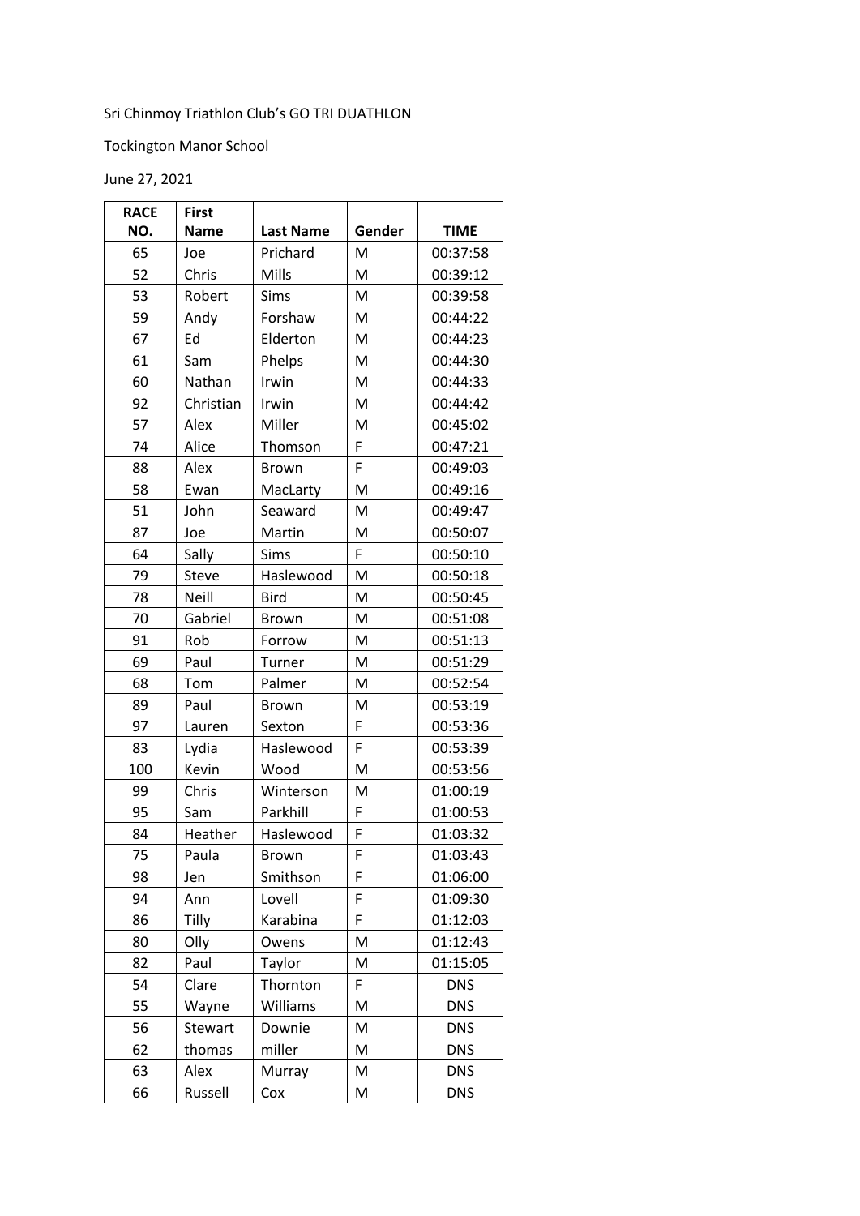Sri Chinmoy Triathlon Club's GO TRI DUATHLON

Tockington Manor School

June 27, 2021

| RACE NO. | First Name | Last Name | Gender | TIME |
|---|---|---|---|---|
| 65 | Joe | Prichard | M | 00:37:58 |
| 52 | Chris | Mills | M | 00:39:12 |
| 53 | Robert | Sims | M | 00:39:58 |
| 59 | Andy | Forshaw | M | 00:44:22 |
| 67 | Ed | Elderton | M | 00:44:23 |
| 61 | Sam | Phelps | M | 00:44:30 |
| 60 | Nathan | Irwin | M | 00:44:33 |
| 92 | Christian | Irwin | M | 00:44:42 |
| 57 | Alex | Miller | M | 00:45:02 |
| 74 | Alice | Thomson | F | 00:47:21 |
| 88 | Alex | Brown | F | 00:49:03 |
| 58 | Ewan | MacLarty | M | 00:49:16 |
| 51 | John | Seaward | M | 00:49:47 |
| 87 | Joe | Martin | M | 00:50:07 |
| 64 | Sally | Sims | F | 00:50:10 |
| 79 | Steve | Haslewood | M | 00:50:18 |
| 78 | Neill | Bird | M | 00:50:45 |
| 70 | Gabriel | Brown | M | 00:51:08 |
| 91 | Rob | Forrow | M | 00:51:13 |
| 69 | Paul | Turner | M | 00:51:29 |
| 68 | Tom | Palmer | M | 00:52:54 |
| 89 | Paul | Brown | M | 00:53:19 |
| 97 | Lauren | Sexton | F | 00:53:36 |
| 83 | Lydia | Haslewood | F | 00:53:39 |
| 100 | Kevin | Wood | M | 00:53:56 |
| 99 | Chris | Winterson | M | 01:00:19 |
| 95 | Sam | Parkhill | F | 01:00:53 |
| 84 | Heather | Haslewood | F | 01:03:32 |
| 75 | Paula | Brown | F | 01:03:43 |
| 98 | Jen | Smithson | F | 01:06:00 |
| 94 | Ann | Lovell | F | 01:09:30 |
| 86 | Tilly | Karabina | F | 01:12:03 |
| 80 | Olly | Owens | M | 01:12:43 |
| 82 | Paul | Taylor | M | 01:15:05 |
| 54 | Clare | Thornton | F | DNS |
| 55 | Wayne | Williams | M | DNS |
| 56 | Stewart | Downie | M | DNS |
| 62 | thomas | miller | M | DNS |
| 63 | Alex | Murray | M | DNS |
| 66 | Russell | Cox | M | DNS |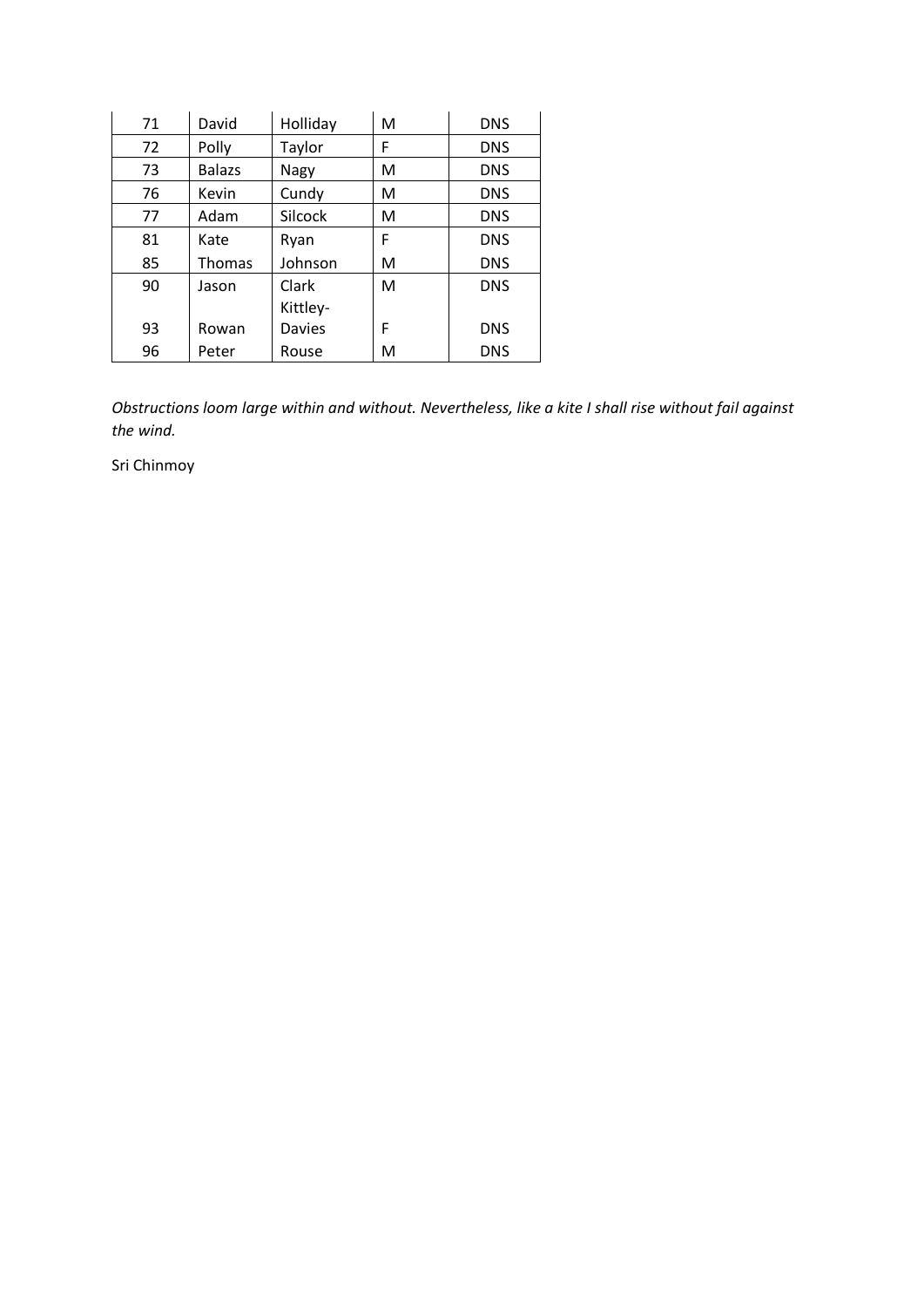| | | | | |
|---|---|---|---|---|
| 71 | David | Holliday | M | DNS |
| 72 | Polly | Taylor | F | DNS |
| 73 | Balazs | Nagy | M | DNS |
| 76 | Kevin | Cundy | M | DNS |
| 77 | Adam | Silcock | M | DNS |
| 81 | Kate | Ryan | F | DNS |
| 85 | Thomas | Johnson | M | DNS |
| 90 | Jason | Clark | M | DNS |
| 93 | Rowan | Kittley-Davies | F | DNS |
| 96 | Peter | Rouse | M | DNS |

*Obstructions loom large within and without. Nevertheless, like a kite I shall rise without fail against the wind.*

Sri Chinmoy